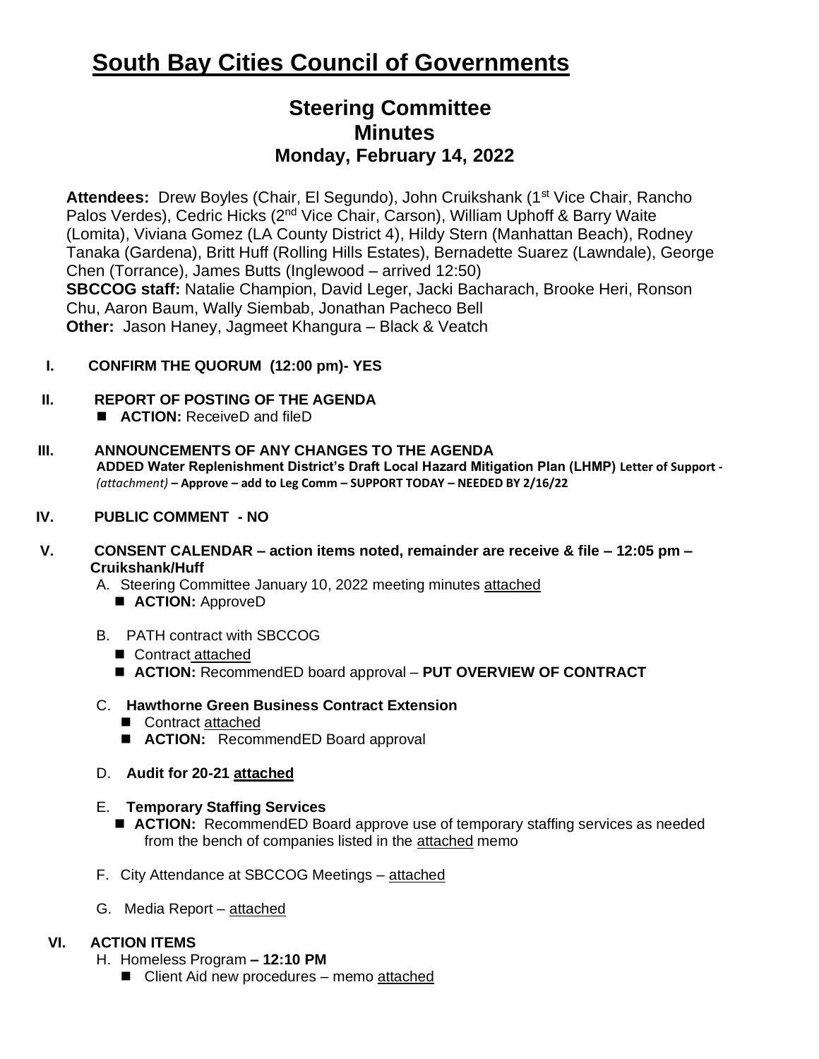# South Bay Cities Council of Governments

## Steering Committee
## Minutes
## Monday, February 14, 2022

**Attendees:** Drew Boyles (Chair, El Segundo), John Cruikshank (1st Vice Chair, Rancho Palos Verdes), Cedric Hicks (2nd Vice Chair, Carson), William Uphoff & Barry Waite (Lomita), Viviana Gomez (LA County District 4), Hildy Stern (Manhattan Beach), Rodney Tanaka (Gardena), Britt Huff (Rolling Hills Estates), Bernadette Suarez (Lawndale), George Chen (Torrance), James Butts (Inglewood – arrived 12:50)
**SBCCOG staff:** Natalie Champion, David Leger, Jacki Bacharach, Brooke Heri, Ronson Chu, Aaron Baum, Wally Siembab, Jonathan Pacheco Bell
**Other:** Jason Haney, Jagmeet Khangura – Black & Veatch

**I. CONFIRM THE QUORUM (12:00 pm)- YES**

**II. REPORT OF POSTING OF THE AGENDA**

- **ACTION:** ReceiveD and fileD

**III. ANNOUNCEMENTS OF ANY CHANGES TO THE AGENDA**

**ADDED Water Replenishment District's Draft Local Hazard Mitigation Plan (LHMP) Letter of Support -** *(attachment)* **– Approve – add to Leg Comm – SUPPORT TODAY – NEEDED BY 2/16/22**

**IV. PUBLIC COMMENT - NO**

**V. CONSENT CALENDAR – action items noted, remainder are receive & file – 12:05 pm – Cruikshank/Huff**

A. Steering Committee January 10, 2022 meeting minutes attached
- **ACTION:** ApproveD

B. PATH contract with SBCCOG
- Contract attached
- **ACTION:** RecommendED board approval – **PUT OVERVIEW OF CONTRACT**

C. **Hawthorne Green Business Contract Extension**
- Contract attached
- **ACTION:** RecommendED Board approval

D. **Audit for 20-21 attached**

E. **Temporary Staffing Services**
- **ACTION:** RecommendED Board approve use of temporary staffing services as needed from the bench of companies listed in the attached memo

F. City Attendance at SBCCOG Meetings – attached

G. Media Report – attached

**VI. ACTION ITEMS**

H. Homeless Program **– 12:10 PM**
- Client Aid new procedures – memo attached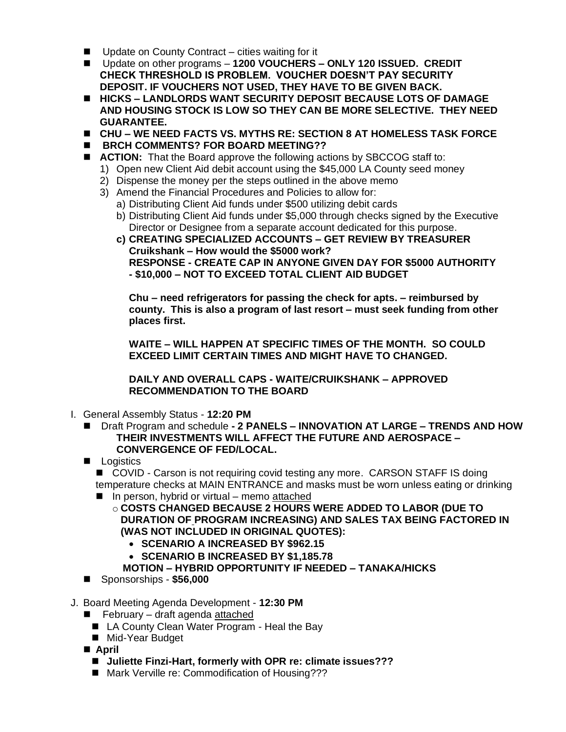- Update on County Contract – cities waiting for it
- Update on other programs – **1200 VOUCHERS – ONLY 120 ISSUED. CREDIT CHECK THRESHOLD IS PROBLEM. VOUCHER DOESN'T PAY SECURITY DEPOSIT. IF VOUCHERS NOT USED, THEY HAVE TO BE GIVEN BACK.**
- **HICKS – LANDLORDS WANT SECURITY DEPOSIT BECAUSE LOTS OF DAMAGE AND HOUSING STOCK IS LOW SO THEY CAN BE MORE SELECTIVE. THEY NEED GUARANTEE.**
- **CHU – WE NEED FACTS VS. MYTHS RE: SECTION 8 AT HOMELESS TASK FORCE**
- **BRCH COMMENTS? FOR BOARD MEETING??**
- **ACTION:** That the Board approve the following actions by SBCCOG staff to:
  1) Open new Client Aid debit account using the $45,000 LA County seed money
  2) Dispense the money per the steps outlined in the above memo
  3) Amend the Financial Procedures and Policies to allow for:
     a) Distributing Client Aid funds under $500 utilizing debit cards
     b) Distributing Client Aid funds under $5,000 through checks signed by the Executive Director or Designee from a separate account dedicated for this purpose.
     **c) CREATING SPECIALIZED ACCOUNTS – GET REVIEW BY TREASURER Cruikshank – How would the $5000 work? RESPONSE - CREATE CAP IN ANYONE GIVEN DAY FOR $5000 AUTHORITY - $10,000 – NOT TO EXCEED TOTAL CLIENT AID BUDGET**

     **Chu – need refrigerators for passing the check for apts. – reimbursed by county. This is also a program of last resort – must seek funding from other places first.**

     **WAITE – WILL HAPPEN AT SPECIFIC TIMES OF THE MONTH. SO COULD EXCEED LIMIT CERTAIN TIMES AND MIGHT HAVE TO CHANGED.**

     **DAILY AND OVERALL CAPS - WAITE/CRUIKSHANK – APPROVED RECOMMENDATION TO THE BOARD**

I. General Assembly Status - **12:20 PM**

- Draft Program and schedule **- 2 PANELS – INNOVATION AT LARGE – TRENDS AND HOW THEIR INVESTMENTS WILL AFFECT THE FUTURE AND AEROSPACE – CONVERGENCE OF FED/LOCAL.**
- Logistics
  - COVID - Carson is not requiring covid testing any more. CARSON STAFF IS doing temperature checks at MAIN ENTRANCE and masks must be worn unless eating or drinking
  - In person, hybrid or virtual – memo attached
    - **COSTS CHANGED BECAUSE 2 HOURS WERE ADDED TO LABOR (DUE TO DURATION OF PROGRAM INCREASING) AND SALES TAX BEING FACTORED IN (WAS NOT INCLUDED IN ORIGINAL QUOTES):**
      - **SCENARIO A INCREASED BY $962.15**
      - **SCENARIO B INCREASED BY $1,185.78**

    **MOTION – HYBRID OPPORTUNITY IF NEEDED – TANAKA/HICKS**
- Sponsorships - **$56,000**

J. Board Meeting Agenda Development - **12:30 PM**

- February – draft agenda attached
  - LA County Clean Water Program - Heal the Bay
  - Mid-Year Budget
- **April**
  - **Juliette Finzi-Hart, formerly with OPR re: climate issues???**
  - Mark Verville re: Commodification of Housing???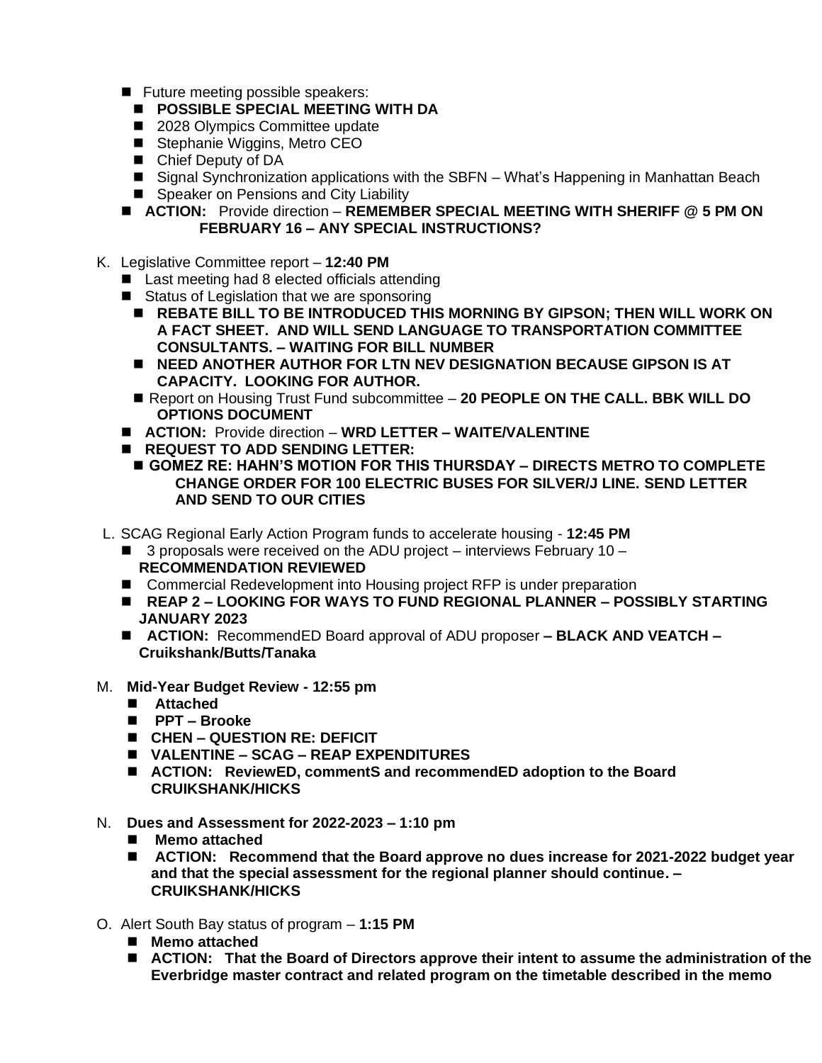- Future meeting possible speakers:
  - **POSSIBLE SPECIAL MEETING WITH DA**
  - 2028 Olympics Committee update
  - Stephanie Wiggins, Metro CEO
  - Chief Deputy of DA
  - Signal Synchronization applications with the SBFN – What's Happening in Manhattan Beach
  - Speaker on Pensions and City Liability
- **ACTION:** Provide direction – **REMEMBER SPECIAL MEETING WITH SHERIFF @ 5 PM ON FEBRUARY 16 – ANY SPECIAL INSTRUCTIONS?**

K. Legislative Committee report – **12:40 PM**

- Last meeting had 8 elected officials attending
- Status of Legislation that we are sponsoring
  - **REBATE BILL TO BE INTRODUCED THIS MORNING BY GIPSON; THEN WILL WORK ON A FACT SHEET. AND WILL SEND LANGUAGE TO TRANSPORTATION COMMITTEE CONSULTANTS. – WAITING FOR BILL NUMBER**
  - **NEED ANOTHER AUTHOR FOR LTN NEV DESIGNATION BECAUSE GIPSON IS AT CAPACITY. LOOKING FOR AUTHOR.**
  - Report on Housing Trust Fund subcommittee – **20 PEOPLE ON THE CALL. BBK WILL DO OPTIONS DOCUMENT**
- **ACTION:** Provide direction – **WRD LETTER – WAITE/VALENTINE**
- **REQUEST TO ADD SENDING LETTER:**
  - **GOMEZ RE: HAHN'S MOTION FOR THIS THURSDAY – DIRECTS METRO TO COMPLETE CHANGE ORDER FOR 100 ELECTRIC BUSES FOR SILVER/J LINE. SEND LETTER AND SEND TO OUR CITIES**

L. SCAG Regional Early Action Program funds to accelerate housing - **12:45 PM**

- 3 proposals were received on the ADU project – interviews February 10 – **RECOMMENDATION REVIEWED**
- Commercial Redevelopment into Housing project RFP is under preparation
- **REAP 2 – LOOKING FOR WAYS TO FUND REGIONAL PLANNER – POSSIBLY STARTING JANUARY 2023**
- **ACTION:** RecommendED Board approval of ADU proposer **– BLACK AND VEATCH – Cruikshank/Butts/Tanaka**

M. **Mid-Year Budget Review - 12:55 pm**

- **Attached**
- **PPT – Brooke**
- **CHEN – QUESTION RE: DEFICIT**
- **VALENTINE – SCAG – REAP EXPENDITURES**
- **ACTION: ReviewED, commentS and recommendED adoption to the Board CRUIKSHANK/HICKS**

N. **Dues and Assessment for 2022-2023 – 1:10 pm**

- **Memo attached**
- **ACTION: Recommend that the Board approve no dues increase for 2021-2022 budget year and that the special assessment for the regional planner should continue. – CRUIKSHANK/HICKS**

O. Alert South Bay status of program – **1:15 PM**

- **Memo attached**
- **ACTION: That the Board of Directors approve their intent to assume the administration of the Everbridge master contract and related program on the timetable described in the memo**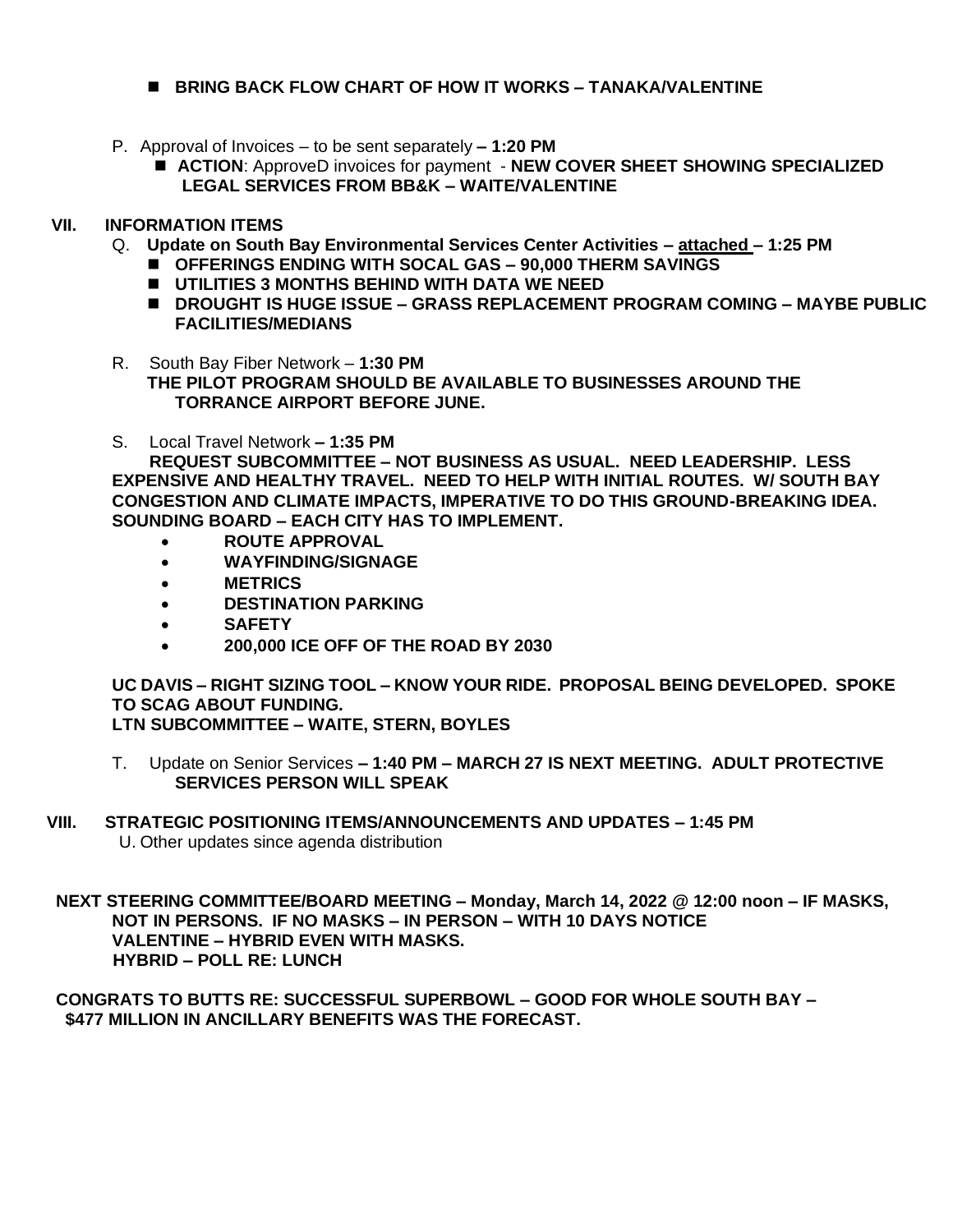- **BRING BACK FLOW CHART OF HOW IT WORKS – TANAKA/VALENTINE**

P. Approval of Invoices – to be sent separately **– 1:20 PM**

- **ACTION**: ApproveD invoices for payment - **NEW COVER SHEET SHOWING SPECIALIZED LEGAL SERVICES FROM BB&K – WAITE/VALENTINE**

## VII. INFORMATION ITEMS

Q. **Update on South Bay Environmental Services Center Activities – attached – 1:25 PM**

- **OFFERINGS ENDING WITH SOCAL GAS – 90,000 THERM SAVINGS**
- **UTILITIES 3 MONTHS BEHIND WITH DATA WE NEED**
- **DROUGHT IS HUGE ISSUE – GRASS REPLACEMENT PROGRAM COMING – MAYBE PUBLIC FACILITIES/MEDIANS**

R. South Bay Fiber Network – **1:30 PM**
**THE PILOT PROGRAM SHOULD BE AVAILABLE TO BUSINESSES AROUND THE TORRANCE AIRPORT BEFORE JUNE.**

S. Local Travel Network **– 1:35 PM**
**REQUEST SUBCOMMITTEE – NOT BUSINESS AS USUAL. NEED LEADERSHIP. LESS EXPENSIVE AND HEALTHY TRAVEL. NEED TO HELP WITH INITIAL ROUTES. W/ SOUTH BAY CONGESTION AND CLIMATE IMPACTS, IMPERATIVE TO DO THIS GROUND-BREAKING IDEA. SOUNDING BOARD – EACH CITY HAS TO IMPLEMENT.**

- **ROUTE APPROVAL**
- **WAYFINDING/SIGNAGE**
- **METRICS**
- **DESTINATION PARKING**
- **SAFETY**
- **200,000 ICE OFF OF THE ROAD BY 2030**

**UC DAVIS – RIGHT SIZING TOOL – KNOW YOUR RIDE. PROPOSAL BEING DEVELOPED. SPOKE TO SCAG ABOUT FUNDING.**
**LTN SUBCOMMITTEE – WAITE, STERN, BOYLES**

T. Update on Senior Services **– 1:40 PM – MARCH 27 IS NEXT MEETING. ADULT PROTECTIVE SERVICES PERSON WILL SPEAK**

## VIII. STRATEGIC POSITIONING ITEMS/ANNOUNCEMENTS AND UPDATES – 1:45 PM

U. Other updates since agenda distribution

**NEXT STEERING COMMITTEE/BOARD MEETING – Monday, March 14, 2022 @ 12:00 noon – IF MASKS, NOT IN PERSONS. IF NO MASKS – IN PERSON – WITH 10 DAYS NOTICE**
**VALENTINE – HYBRID EVEN WITH MASKS.**
**HYBRID – POLL RE: LUNCH**

**CONGRATS TO BUTTS RE: SUCCESSFUL SUPERBOWL – GOOD FOR WHOLE SOUTH BAY – $477 MILLION IN ANCILLARY BENEFITS WAS THE FORECAST.**